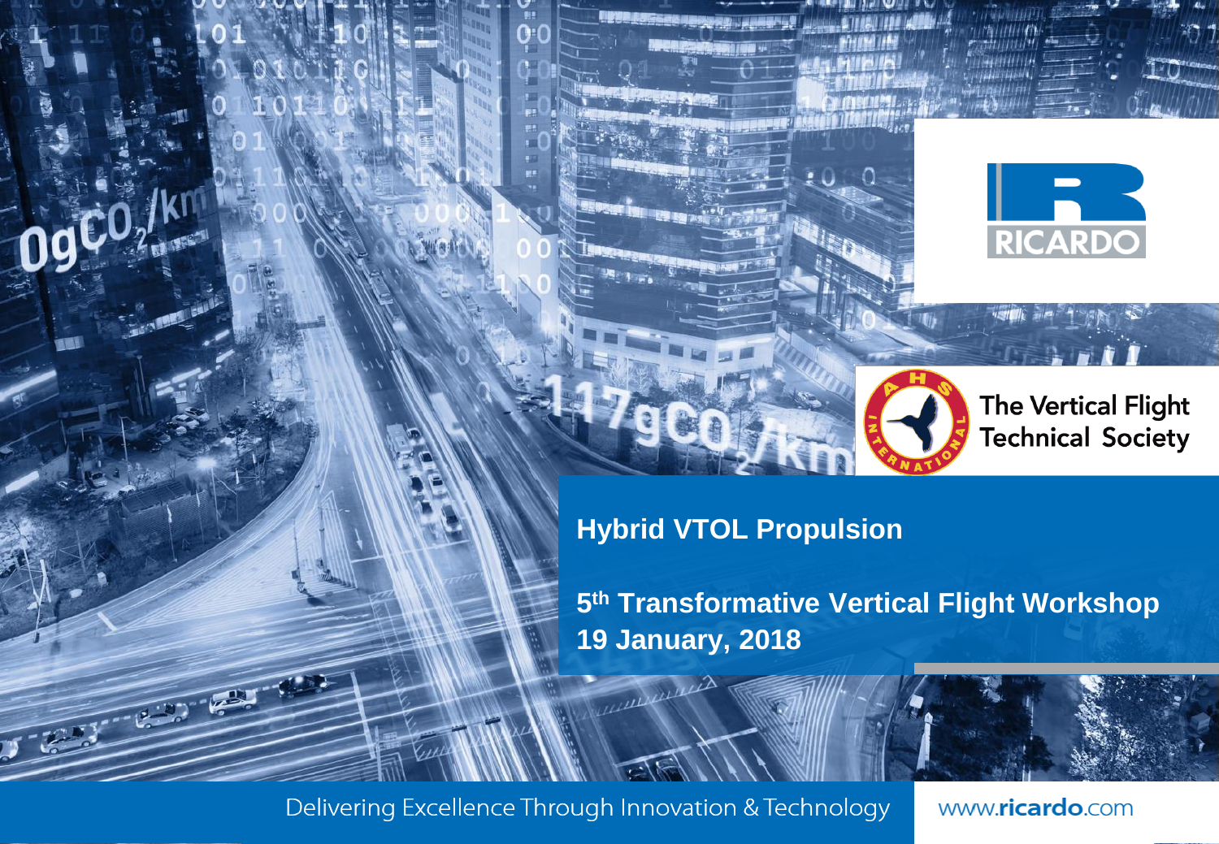# Hybrid VTOL Propulsion

## 5th Transformative Vertical Flight Workshop
## 19 January, 2018

The Vertical Flight Technical Society

Delivering Excellence Through Innovation & Technology

www.ricardo.com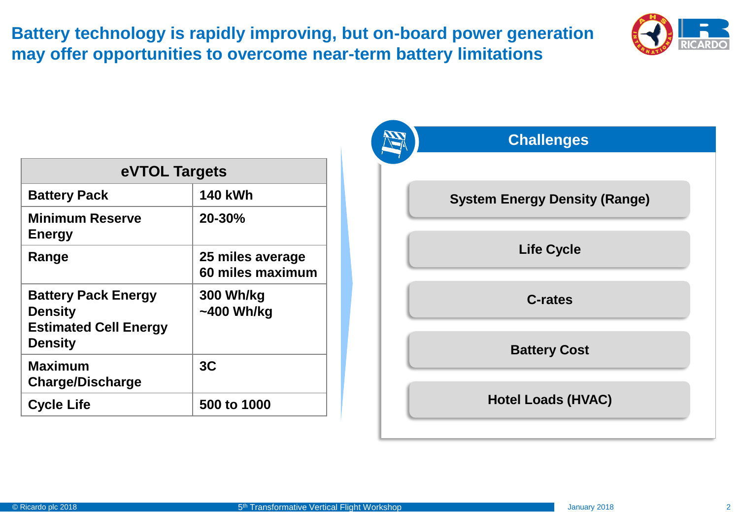# Battery technology is rapidly improving, but on-board power generation may offer opportunities to overcome near-term battery limitations

| eVTOL Targets | |
|---|---|
| **Battery Pack** | **140 kWh** |
| **Minimum Reserve Energy** | **20-30%** |
| **Range** | **25 miles average**<br>**60 miles maximum** |
| **Battery Pack Energy Density**<br>**Estimated Cell Energy Density** | **300 Wh/kg**<br>**~400 Wh/kg** |
| **Maximum Charge/Discharge** | **3C** |
| **Cycle Life** | **500 to 1000** |

## Challenges

- **System Energy Density (Range)**
- **Life Cycle**
- **C-rates**
- **Battery Cost**
- **Hotel Loads (HVAC)**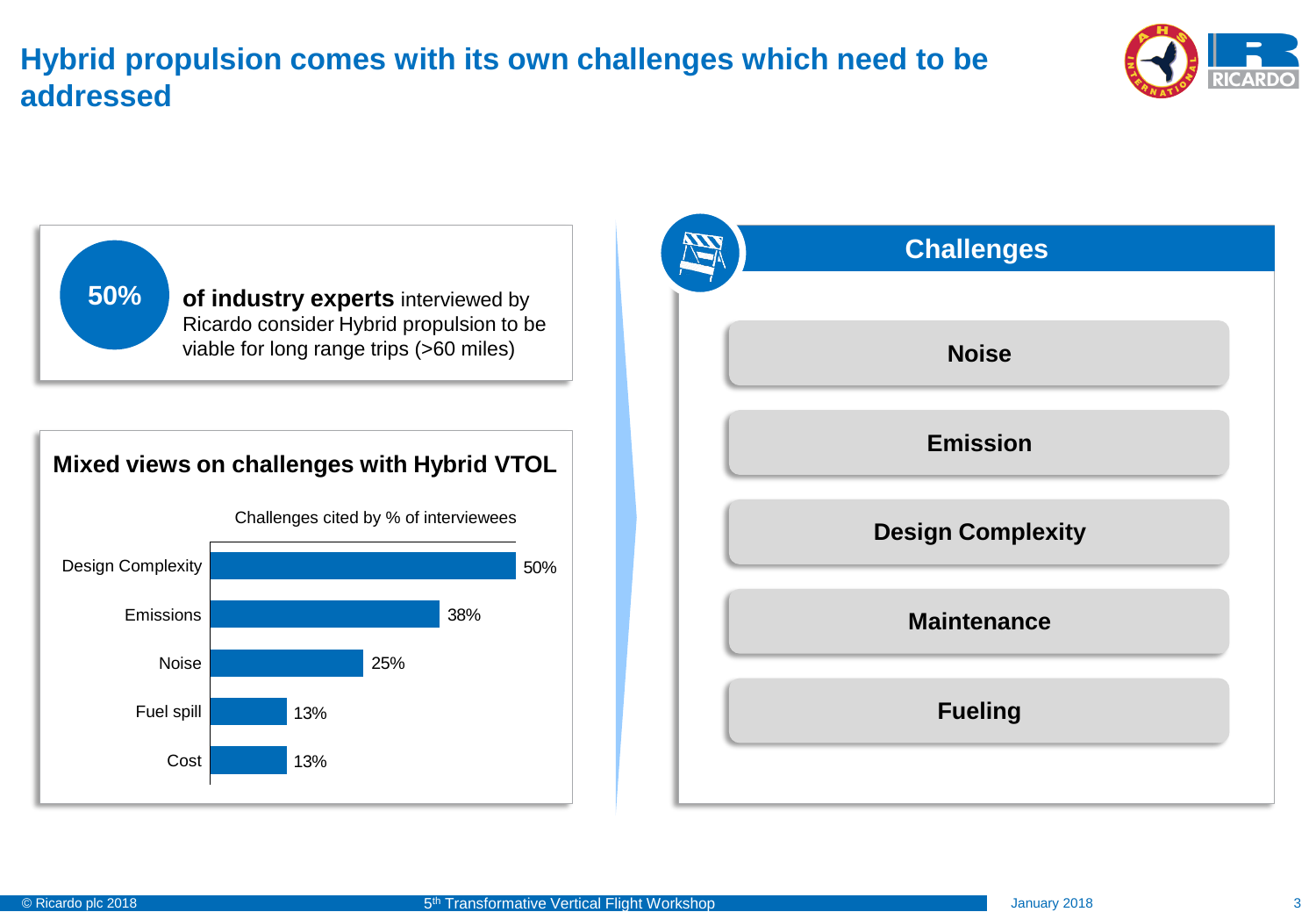# Hybrid propulsion comes with its own challenges which need to be addressed

**50%** **of industry experts** interviewed by Ricardo consider Hybrid propulsion to be viable for long range trips (>60 miles)

## Mixed views on challenges with Hybrid VTOL

Challenges cited by % of interviewees

| Challenge | % of interviewees |
|---|---|
| Design Complexity | 50% |
| Emissions | 38% |
| Noise | 25% |
| Fuel spill | 13% |
| Cost | 13% |

## Challenges

- **Noise**
- **Emission**
- **Design Complexity**
- **Maintenance**
- **Fueling**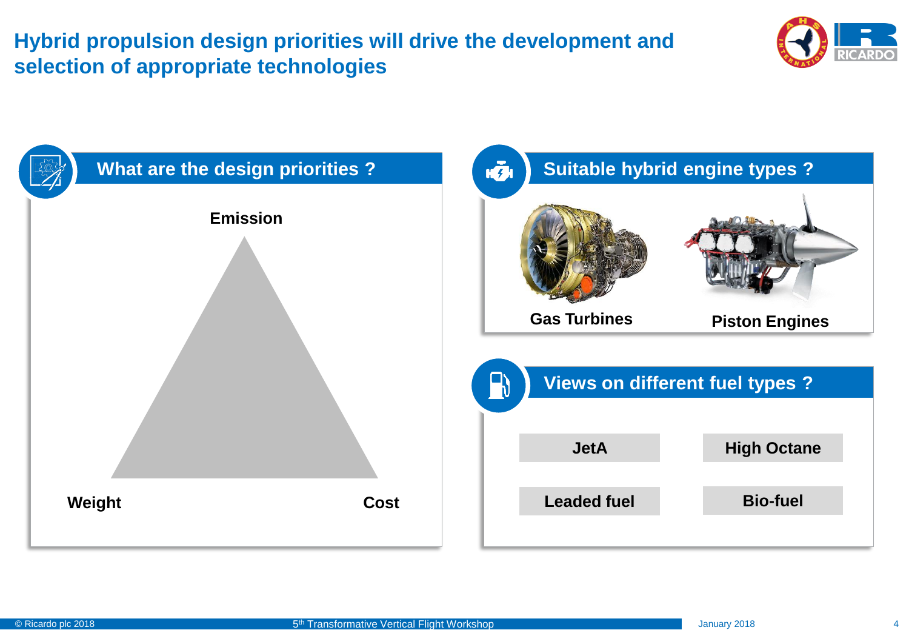# Hybrid propulsion design priorities will drive the development and selection of appropriate technologies

## What are the design priorities ?

Emission

Weight

Cost

## Suitable hybrid engine types ?

Gas Turbines

Piston Engines

## Views on different fuel types ?

JetA

High Octane

Leaded fuel

Bio-fuel